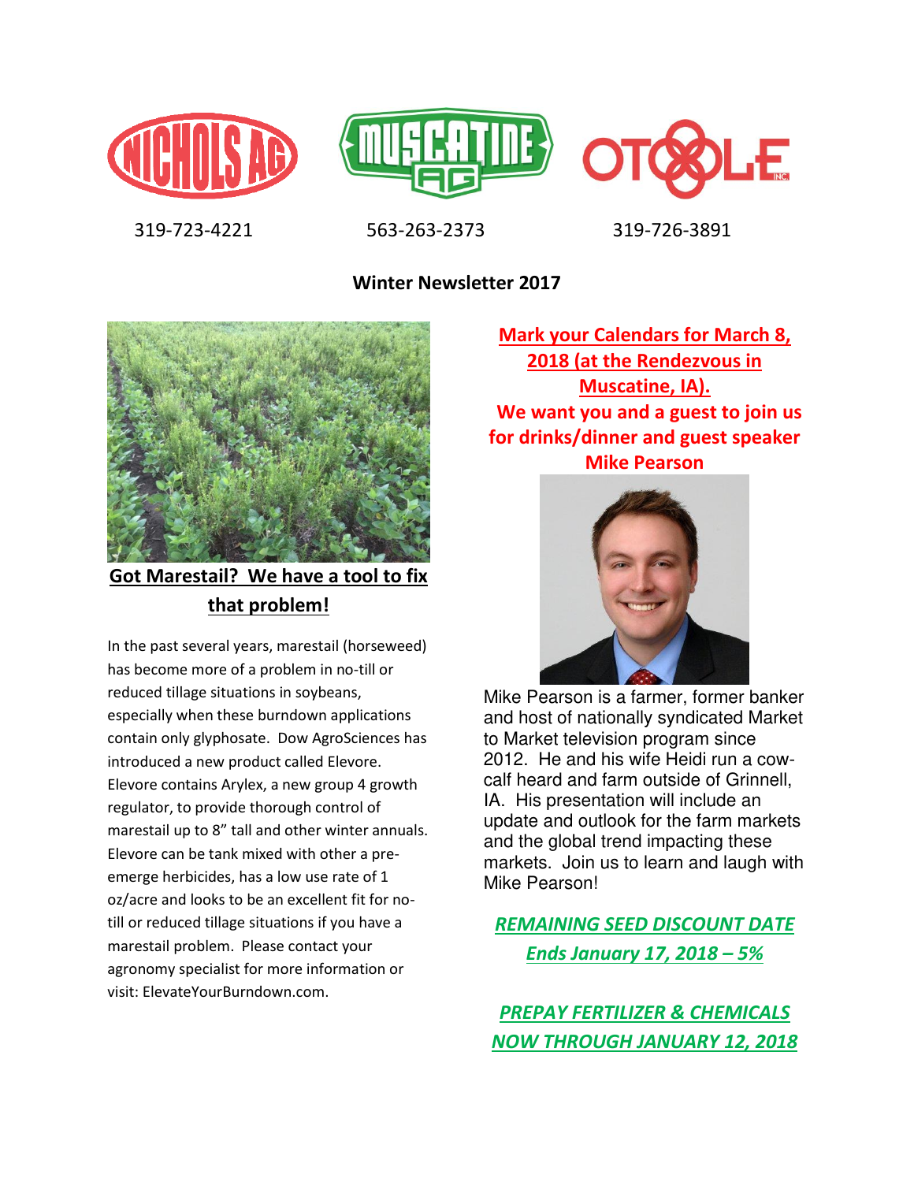NICHOLS AG | MUSCATINE AG | OTOOLE INC.

319-723-4221 563-263-2373 319-726-3891

# Winter Newsletter 2017

## Got Marestail? We have a tool to fix that problem!

In the past several years, marestail (horseweed) has become more of a problem in no-till or reduced tillage situations in soybeans, especially when these burndown applications contain only glyphosate. Dow AgroSciences has introduced a new product called Elevore. Elevore contains Arylex, a new group 4 growth regulator, to provide thorough control of marestail up to 8" tall and other winter annuals. Elevore can be tank mixed with other a pre-emerge herbicides, has a low use rate of 1 oz/acre and looks to be an excellent fit for no-till or reduced tillage situations if you have a marestail problem. Please contact your agronomy specialist for more information or visit: ElevateYourBurndown.com.

## Mark your Calendars for March 8, 2018 (at the Rendezvous in Muscatine, IA).

**We want you and a guest to join us for drinks/dinner and guest speaker Mike Pearson**

Mike Pearson is a farmer, former banker and host of nationally syndicated Market to Market television program since 2012. He and his wife Heidi run a cow-calf heard and farm outside of Grinnell, IA. His presentation will include an update and outlook for the farm markets and the global trend impacting these markets. Join us to learn and laugh with Mike Pearson!

***REMAINING SEED DISCOUNT DATE Ends January 17, 2018 – 5%***

***PREPAY FERTILIZER & CHEMICALS NOW THROUGH JANUARY 12, 2018***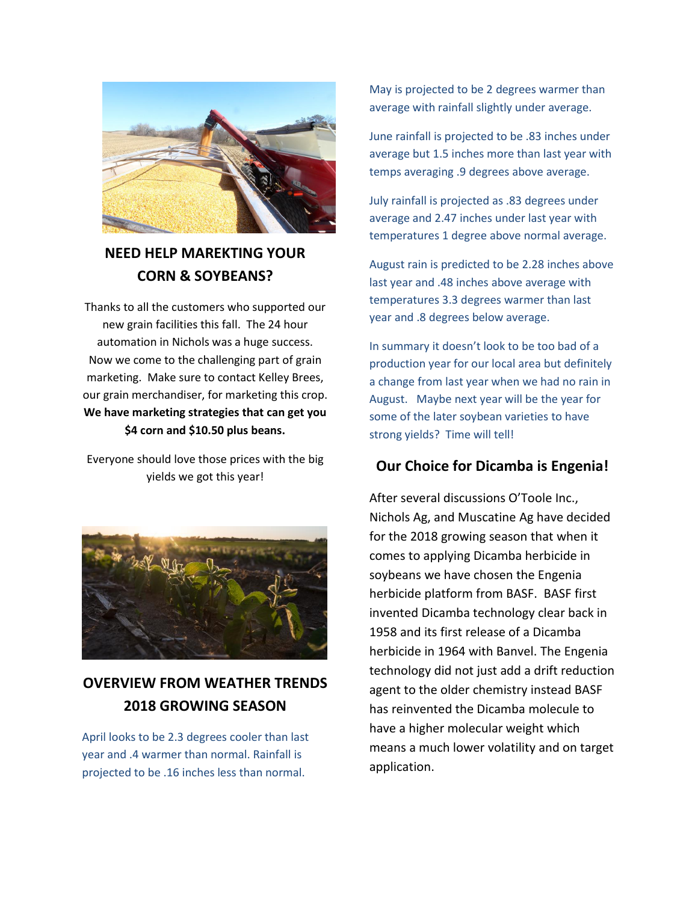## NEED HELP MAREKTING YOUR CORN & SOYBEANS?

Thanks to all the customers who supported our new grain facilities this fall. The 24 hour automation in Nichols was a huge success. Now we come to the challenging part of grain marketing. Make sure to contact Kelley Brees, our grain merchandiser, for marketing this crop. **We have marketing strategies that can get you $4 corn and $10.50 plus beans.**

Everyone should love those prices with the big yields we got this year!

## OVERVIEW FROM WEATHER TRENDS 2018 GROWING SEASON

April looks to be 2.3 degrees cooler than last year and .4 warmer than normal. Rainfall is projected to be .16 inches less than normal.

May is projected to be 2 degrees warmer than average with rainfall slightly under average.

June rainfall is projected to be .83 inches under average but 1.5 inches more than last year with temps averaging .9 degrees above average.

July rainfall is projected as .83 degrees under average and 2.47 inches under last year with temperatures 1 degree above normal average.

August rain is predicted to be 2.28 inches above last year and .48 inches above average with temperatures 3.3 degrees warmer than last year and .8 degrees below average.

In summary it doesn't look to be too bad of a production year for our local area but definitely a change from last year when we had no rain in August. Maybe next year will be the year for some of the later soybean varieties to have strong yields? Time will tell!

## Our Choice for Dicamba is Engenia!

After several discussions O'Toole Inc., Nichols Ag, and Muscatine Ag have decided for the 2018 growing season that when it comes to applying Dicamba herbicide in soybeans we have chosen the Engenia herbicide platform from BASF. BASF first invented Dicamba technology clear back in 1958 and its first release of a Dicamba herbicide in 1964 with Banvel. The Engenia technology did not just add a drift reduction agent to the older chemistry instead BASF has reinvented the Dicamba molecule to have a higher molecular weight which means a much lower volatility and on target application.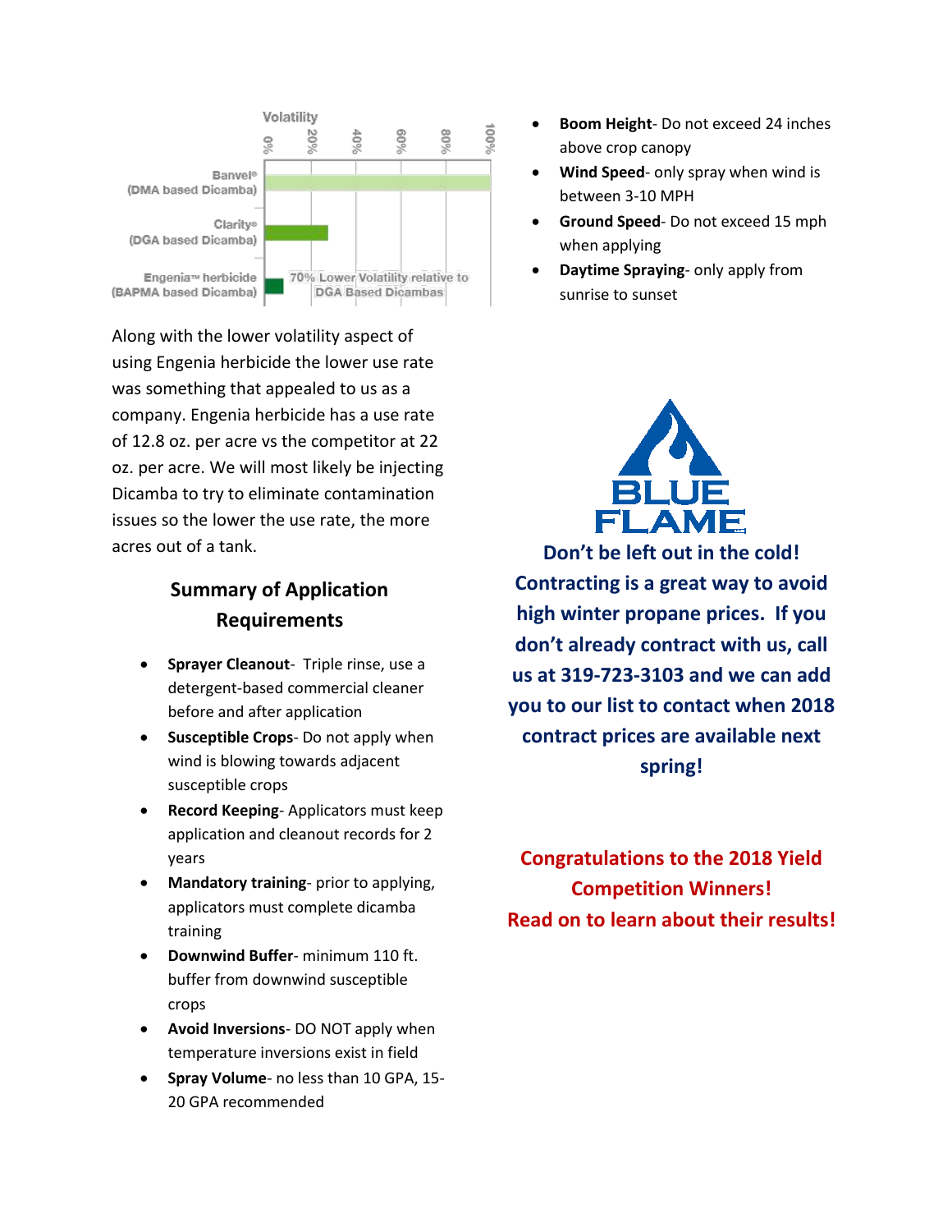Volatility

| | 0% | 20% | 40% | 60% | 80% | 100% |
|---|---|---|---|---|---|---|
| Banvel® (DMA based Dicamba) | | | | | | |
| Clarity® (DGA based Dicamba) | | | | | | |
| Engenia™ herbicide (BAPMA based Dicamba) | 70% Lower Volatility relative to DGA Based Dicambas | | | | | |

Along with the lower volatility aspect of using Engenia herbicide the lower use rate was something that appealed to us as a company. Engenia herbicide has a use rate of 12.8 oz. per acre vs the competitor at 22 oz. per acre. We will most likely be injecting Dicamba to try to eliminate contamination issues so the lower the use rate, the more acres out of a tank.

## Summary of Application Requirements

- **Sprayer Cleanout**- Triple rinse, use a detergent-based commercial cleaner before and after application
- **Susceptible Crops**- Do not apply when wind is blowing towards adjacent susceptible crops
- **Record Keeping**- Applicators must keep application and cleanout records for 2 years
- **Mandatory training**- prior to applying, applicators must complete dicamba training
- **Downwind Buffer**- minimum 110 ft. buffer from downwind susceptible crops
- **Avoid Inversions**- DO NOT apply when temperature inversions exist in field
- **Spray Volume**- no less than 10 GPA, 15-20 GPA recommended
- **Boom Height**- Do not exceed 24 inches above crop canopy
- **Wind Speed**- only spray when wind is between 3-10 MPH
- **Ground Speed**- Do not exceed 15 mph when applying
- **Daytime Spraying**- only apply from sunrise to sunset

BLUE FLAME

**Don't be left out in the cold! Contracting is a great way to avoid high winter propane prices. If you don't already contract with us, call us at 319-723-3103 and we can add you to our list to contact when 2018 contract prices are available next spring!**

**Congratulations to the 2018 Yield Competition Winners!**
**Read on to learn about their results!**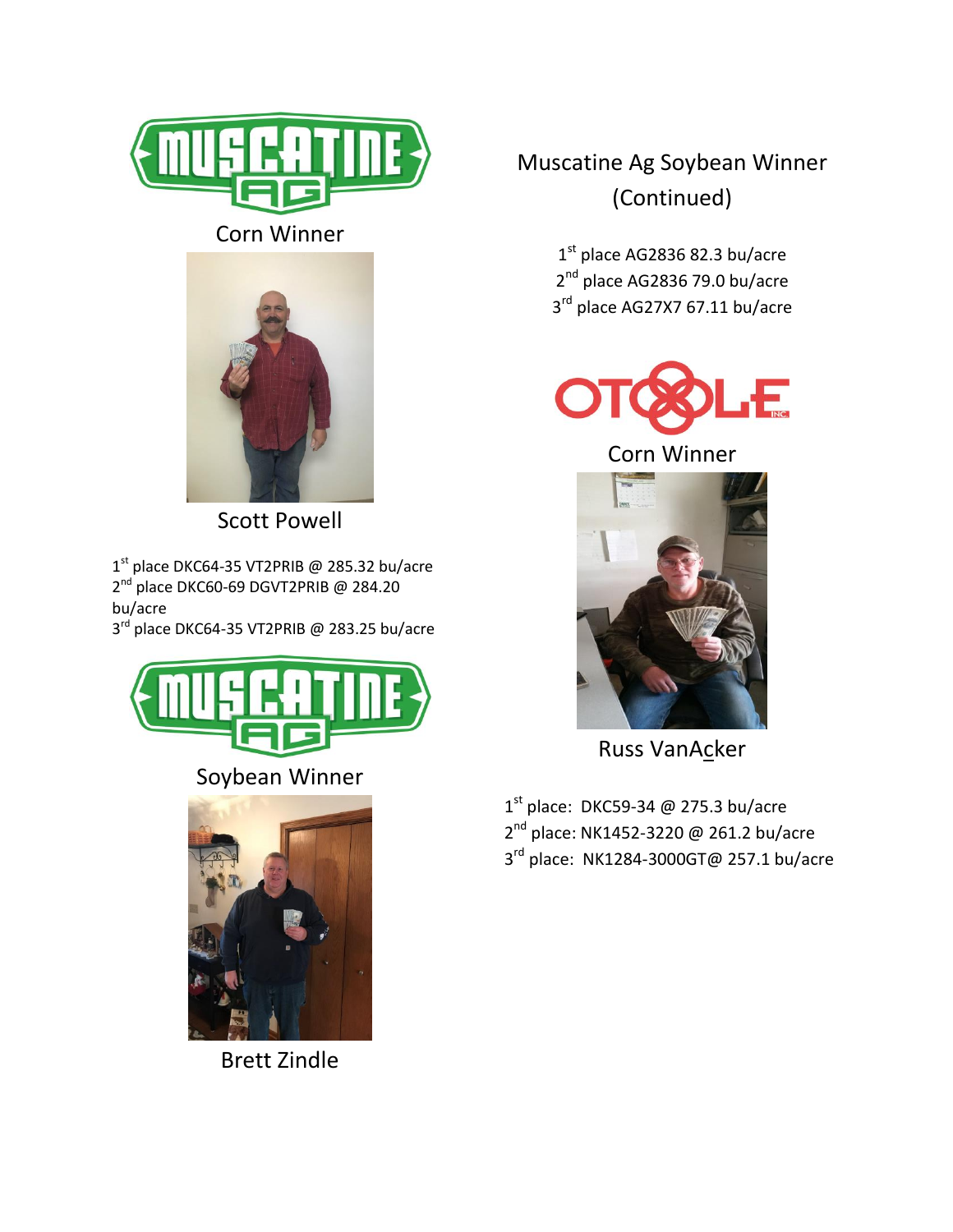MUSCATINE AG

Corn Winner

Scott Powell

1st place DKC64-35 VT2PRIB @ 285.32 bu/acre
2nd place DKC60-69 DGVT2PRIB @ 284.20 bu/acre
3rd place DKC64-35 VT2PRIB @ 283.25 bu/acre

MUSCATINE AG

Soybean Winner

Brett Zindle

Muscatine Ag Soybean Winner (Continued)

1st place AG2836 82.3 bu/acre
2nd place AG2836 79.0 bu/acre
3rd place AG27X7 67.11 bu/acre

OTOOLE INC.

Corn Winner

Russ VanAcker

1st place: DKC59-34 @ 275.3 bu/acre
2nd place: NK1452-3220 @ 261.2 bu/acre
3rd place: NK1284-3000GT@ 257.1 bu/acre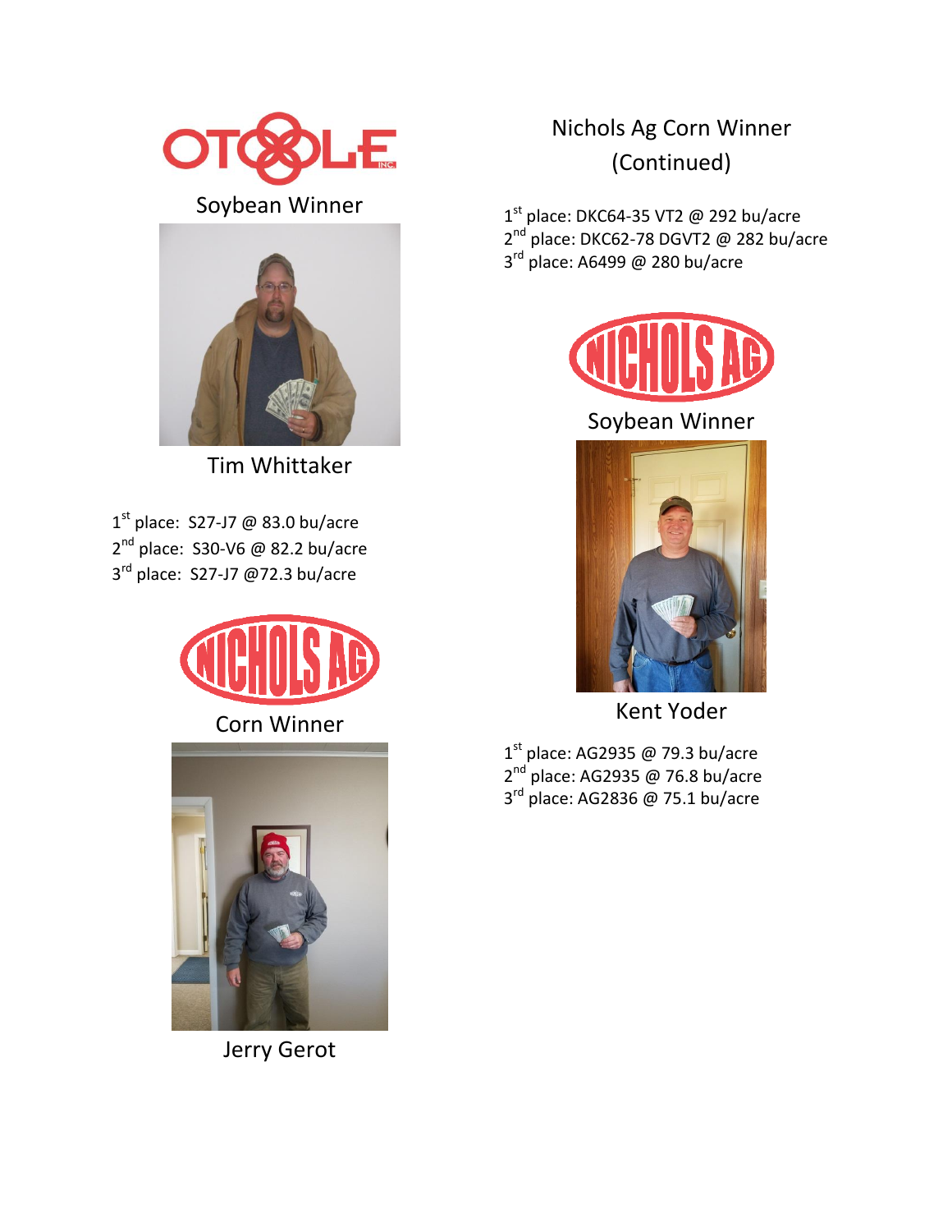OTOLE INC.

## Soybean Winner

Tim Whittaker

1st place: S27-J7 @ 83.0 bu/acre
2nd place: S30-V6 @ 82.2 bu/acre
3rd place: S27-J7 @72.3 bu/acre

NICHOLS AG

## Corn Winner

Jerry Gerot

## Nichols Ag Corn Winner (Continued)

1st place: DKC64-35 VT2 @ 292 bu/acre
2nd place: DKC62-78 DGVT2 @ 282 bu/acre
3rd place: A6499 @ 280 bu/acre

NICHOLS AG

## Soybean Winner

Kent Yoder

1st place: AG2935 @ 79.3 bu/acre
2nd place: AG2935 @ 76.8 bu/acre
3rd place: AG2836 @ 75.1 bu/acre